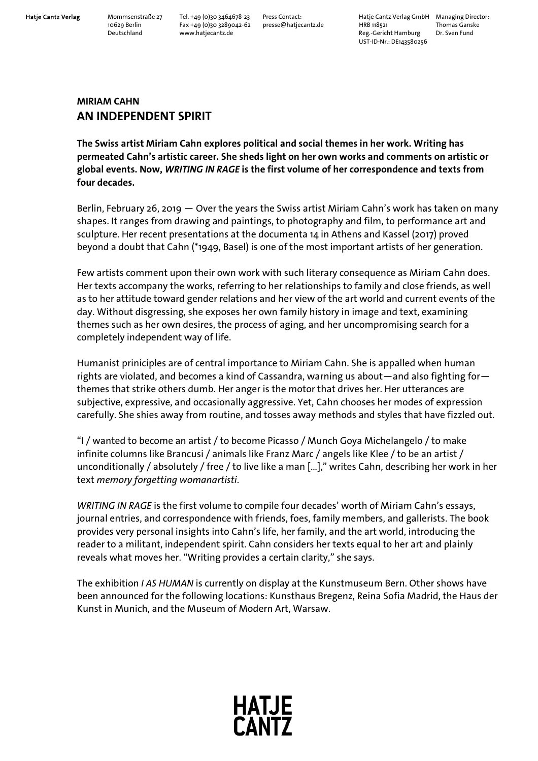## MIRIAM CAHN
## AN INDEPENDENT SPIRIT

**The Swiss artist Miriam Cahn explores political and social themes in her work. Writing has permeated Cahn's artistic career. She sheds light on her own works and comments on artistic or global events. Now, *WRITING IN RAGE* is the first volume of her correspondence and texts from four decades.**

Berlin, February 26, 2019 — Over the years the Swiss artist Miriam Cahn's work has taken on many shapes. It ranges from drawing and paintings, to photography and film, to performance art and sculpture. Her recent presentations at the documenta 14 in Athens and Kassel (2017) proved beyond a doubt that Cahn (*1949, Basel) is one of the most important artists of her generation.

Few artists comment upon their own work with such literary consequence as Miriam Cahn does. Her texts accompany the works, referring to her relationships to family and close friends, as well as to her attitude toward gender relations and her view of the art world and current events of the day. Without disgressing, she exposes her own family history in image and text, examining themes such as her own desires, the process of aging, and her uncompromising search for a completely independent way of life.

Humanist priniciples are of central importance to Miriam Cahn. She is appalled when human rights are violated, and becomes a kind of Cassandra, warning us about—and also fighting for—themes that strike others dumb. Her anger is the motor that drives her. Her utterances are subjective, expressive, and occasionally aggressive. Yet, Cahn chooses her modes of expression carefully. She shies away from routine, and tosses away methods and styles that have fizzled out.

"I / wanted to become an artist / to become Picasso / Munch Goya Michelangelo / to make infinite columns like Brancusi / animals like Franz Marc / angels like Klee / to be an artist / unconditionally / absolutely / free / to live like a man [...]," writes Cahn, describing her work in her text *memory forgetting womanartisti*.

*WRITING IN RAGE* is the first volume to compile four decades' worth of Miriam Cahn's essays, journal entries, and correspondence with friends, foes, family members, and gallerists. The book provides very personal insights into Cahn's life, her family, and the art world, introducing the reader to a militant, independent spirit. Cahn considers her texts equal to her art and plainly reveals what moves her. "Writing provides a certain clarity," she says.

The exhibition *I AS HUMAN* is currently on display at the Kunstmuseum Bern. Other shows have been announced for the following locations: Kunsthaus Bregenz, Reina Sofia Madrid, the Haus der Kunst in Munich, and the Museum of Modern Art, Warsaw.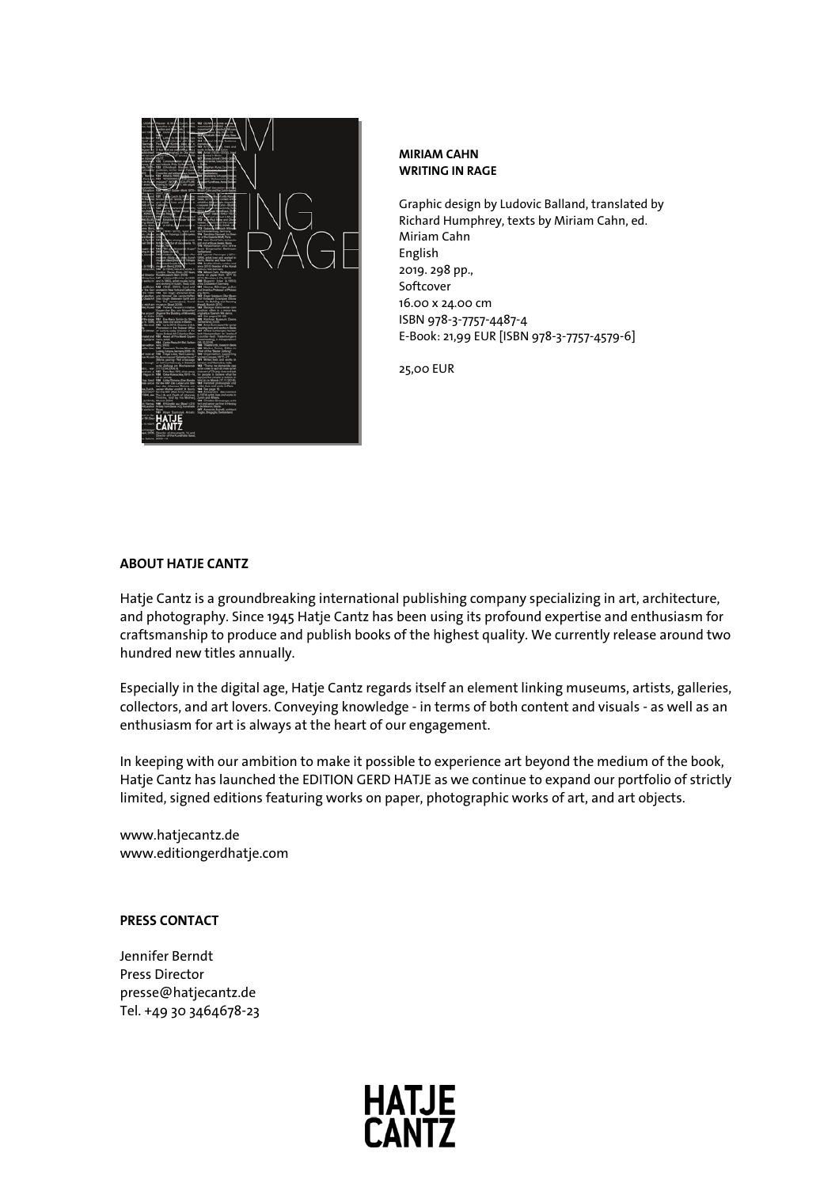**MIRIAM CAHN**
**WRITING IN RAGE**

Graphic design by Ludovic Balland, translated by Richard Humphrey, texts by Miriam Cahn, ed. Miriam Cahn
English
2019. 298 pp.,
Softcover
16.00 x 24.00 cm
ISBN 978-3-7757-4487-4
E-Book: 21,99 EUR [ISBN 978-3-7757-4579-6]

25,00 EUR

**ABOUT HATJE CANTZ**

Hatje Cantz is a groundbreaking international publishing company specializing in art, architecture, and photography. Since 1945 Hatje Cantz has been using its profound expertise and enthusiasm for craftsmanship to produce and publish books of the highest quality. We currently release around two hundred new titles annually.

Especially in the digital age, Hatje Cantz regards itself an element linking museums, artists, galleries, collectors, and art lovers. Conveying knowledge - in terms of both content and visuals - as well as an enthusiasm for art is always at the heart of our engagement.

In keeping with our ambition to make it possible to experience art beyond the medium of the book, Hatje Cantz has launched the EDITION GERD HATJE as we continue to expand our portfolio of strictly limited, signed editions featuring works on paper, photographic works of art, and art objects.

www.hatjecantz.de
www.editiongerdhatje.com

**PRESS CONTACT**

Jennifer Berndt
Press Director
presse@hatjecantz.de
Tel. +49 30 3464678-23

HATJE CANTZ